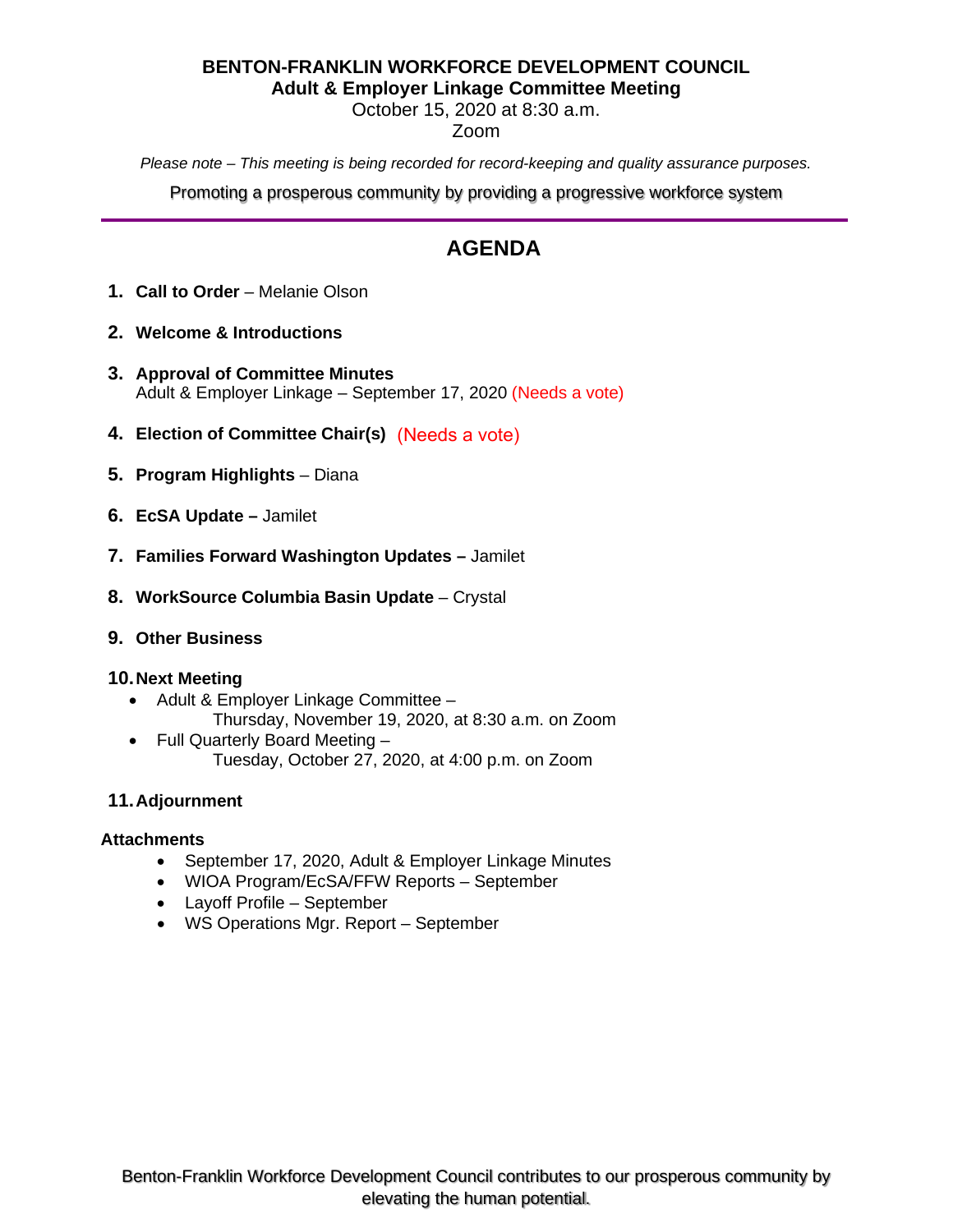**BENTON-FRANKLIN WORKFORCE DEVELOPMENT COUNCIL**
**Adult & Employer Linkage Committee Meeting**
October 15, 2020 at 8:30 a.m.
Zoom

*Please note – This meeting is being recorded for record-keeping and quality assurance purposes.*

Promoting a prosperous community by providing a progressive workforce system

---

# AGENDA

1. **Call to Order** – Melanie Olson

2. **Welcome & Introductions**

3. **Approval of Committee Minutes**
   Adult & Employer Linkage – September 17, 2020 (Needs a vote)

4. **Election of Committee Chair(s)** (Needs a vote)

5. **Program Highlights** – Diana

6. **EcSA Update –** Jamilet

7. **Families Forward Washington Updates –** Jamilet

8. **WorkSource Columbia Basin Update** – Crystal

9. **Other Business**

10. **Next Meeting**
    - Adult & Employer Linkage Committee –
      Thursday, November 19, 2020, at 8:30 a.m. on Zoom
    - Full Quarterly Board Meeting –
      Tuesday, October 27, 2020, at 4:00 p.m. on Zoom

11. **Adjournment**

**Attachments**

- September 17, 2020, Adult & Employer Linkage Minutes
- WIOA Program/EcSA/FFW Reports – September
- Layoff Profile – September
- WS Operations Mgr. Report – September

Benton-Franklin Workforce Development Council contributes to our prosperous community by elevating the human potential.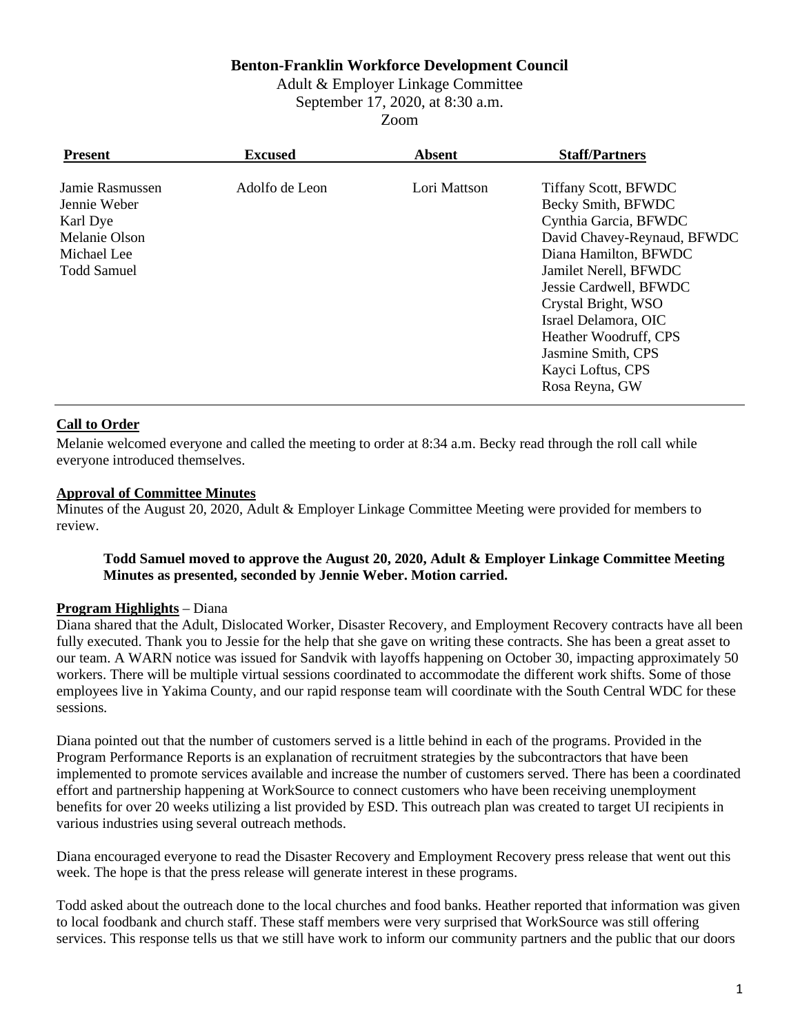**Benton-Franklin Workforce Development Council**

Adult & Employer Linkage Committee

September 17, 2020, at 8:30 a.m.

Zoom

| Present | Excused | Absent | Staff/Partners |
|---|---|---|---|
| Jamie Rasmussen<br>Jennie Weber<br>Karl Dye<br>Melanie Olson<br>Michael Lee<br>Todd Samuel | Adolfo de Leon | Lori Mattson | Tiffany Scott, BFWDC<br>Becky Smith, BFWDC<br>Cynthia Garcia, BFWDC<br>David Chavey-Reynaud, BFWDC<br>Diana Hamilton, BFWDC<br>Jamilet Nerell, BFWDC<br>Jessie Cardwell, BFWDC<br>Crystal Bright, WSO<br>Israel Delamora, OIC<br>Heather Woodruff, CPS<br>Jasmine Smith, CPS<br>Kayci Loftus, CPS<br>Rosa Reyna, GW |

**Call to Order**

Melanie welcomed everyone and called the meeting to order at 8:34 a.m. Becky read through the roll call while everyone introduced themselves.

**Approval of Committee Minutes**

Minutes of the August 20, 2020, Adult & Employer Linkage Committee Meeting were provided for members to review.

> **Todd Samuel moved to approve the August 20, 2020, Adult & Employer Linkage Committee Meeting Minutes as presented, seconded by Jennie Weber. Motion carried.**

**Program Highlights** – Diana

Diana shared that the Adult, Dislocated Worker, Disaster Recovery, and Employment Recovery contracts have all been fully executed. Thank you to Jessie for the help that she gave on writing these contracts. She has been a great asset to our team. A WARN notice was issued for Sandvik with layoffs happening on October 30, impacting approximately 50 workers. There will be multiple virtual sessions coordinated to accommodate the different work shifts. Some of those employees live in Yakima County, and our rapid response team will coordinate with the South Central WDC for these sessions.

Diana pointed out that the number of customers served is a little behind in each of the programs. Provided in the Program Performance Reports is an explanation of recruitment strategies by the subcontractors that have been implemented to promote services available and increase the number of customers served. There has been a coordinated effort and partnership happening at WorkSource to connect customers who have been receiving unemployment benefits for over 20 weeks utilizing a list provided by ESD. This outreach plan was created to target UI recipients in various industries using several outreach methods.

Diana encouraged everyone to read the Disaster Recovery and Employment Recovery press release that went out this week. The hope is that the press release will generate interest in these programs.

Todd asked about the outreach done to the local churches and food banks. Heather reported that information was given to local foodbank and church staff. These staff members were very surprised that WorkSource was still offering services. This response tells us that we still have work to inform our community partners and the public that our doors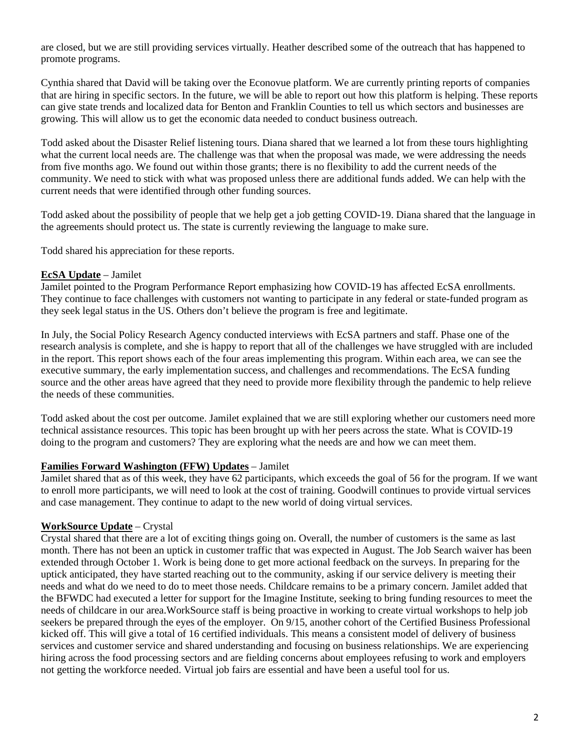are closed, but we are still providing services virtually. Heather described some of the outreach that has happened to promote programs.

Cynthia shared that David will be taking over the Econovue platform. We are currently printing reports of companies that are hiring in specific sectors. In the future, we will be able to report out how this platform is helping. These reports can give state trends and localized data for Benton and Franklin Counties to tell us which sectors and businesses are growing. This will allow us to get the economic data needed to conduct business outreach.

Todd asked about the Disaster Relief listening tours. Diana shared that we learned a lot from these tours highlighting what the current local needs are. The challenge was that when the proposal was made, we were addressing the needs from five months ago. We found out within those grants; there is no flexibility to add the current needs of the community. We need to stick with what was proposed unless there are additional funds added. We can help with the current needs that were identified through other funding sources.

Todd asked about the possibility of people that we help get a job getting COVID-19. Diana shared that the language in the agreements should protect us. The state is currently reviewing the language to make sure.

Todd shared his appreciation for these reports.

**EcSA Update** – Jamilet

Jamilet pointed to the Program Performance Report emphasizing how COVID-19 has affected EcSA enrollments. They continue to face challenges with customers not wanting to participate in any federal or state-funded program as they seek legal status in the US. Others don't believe the program is free and legitimate.

In July, the Social Policy Research Agency conducted interviews with EcSA partners and staff. Phase one of the research analysis is complete, and she is happy to report that all of the challenges we have struggled with are included in the report. This report shows each of the four areas implementing this program. Within each area, we can see the executive summary, the early implementation success, and challenges and recommendations. The EcSA funding source and the other areas have agreed that they need to provide more flexibility through the pandemic to help relieve the needs of these communities.

Todd asked about the cost per outcome. Jamilet explained that we are still exploring whether our customers need more technical assistance resources. This topic has been brought up with her peers across the state. What is COVID-19 doing to the program and customers? They are exploring what the needs are and how we can meet them.

**Families Forward Washington (FFW) Updates** – Jamilet

Jamilet shared that as of this week, they have 62 participants, which exceeds the goal of 56 for the program. If we want to enroll more participants, we will need to look at the cost of training. Goodwill continues to provide virtual services and case management. They continue to adapt to the new world of doing virtual services.

**WorkSource Update** – Crystal

Crystal shared that there are a lot of exciting things going on. Overall, the number of customers is the same as last month. There has not been an uptick in customer traffic that was expected in August. The Job Search waiver has been extended through October 1. Work is being done to get more actional feedback on the surveys. In preparing for the uptick anticipated, they have started reaching out to the community, asking if our service delivery is meeting their needs and what do we need to do to meet those needs. Childcare remains to be a primary concern. Jamilet added that the BFWDC had executed a letter for support for the Imagine Institute, seeking to bring funding resources to meet the needs of childcare in our area.WorkSource staff is being proactive in working to create virtual workshops to help job seekers be prepared through the eyes of the employer. On 9/15, another cohort of the Certified Business Professional kicked off. This will give a total of 16 certified individuals. This means a consistent model of delivery of business services and customer service and shared understanding and focusing on business relationships. We are experiencing hiring across the food processing sectors and are fielding concerns about employees refusing to work and employers not getting the workforce needed. Virtual job fairs are essential and have been a useful tool for us.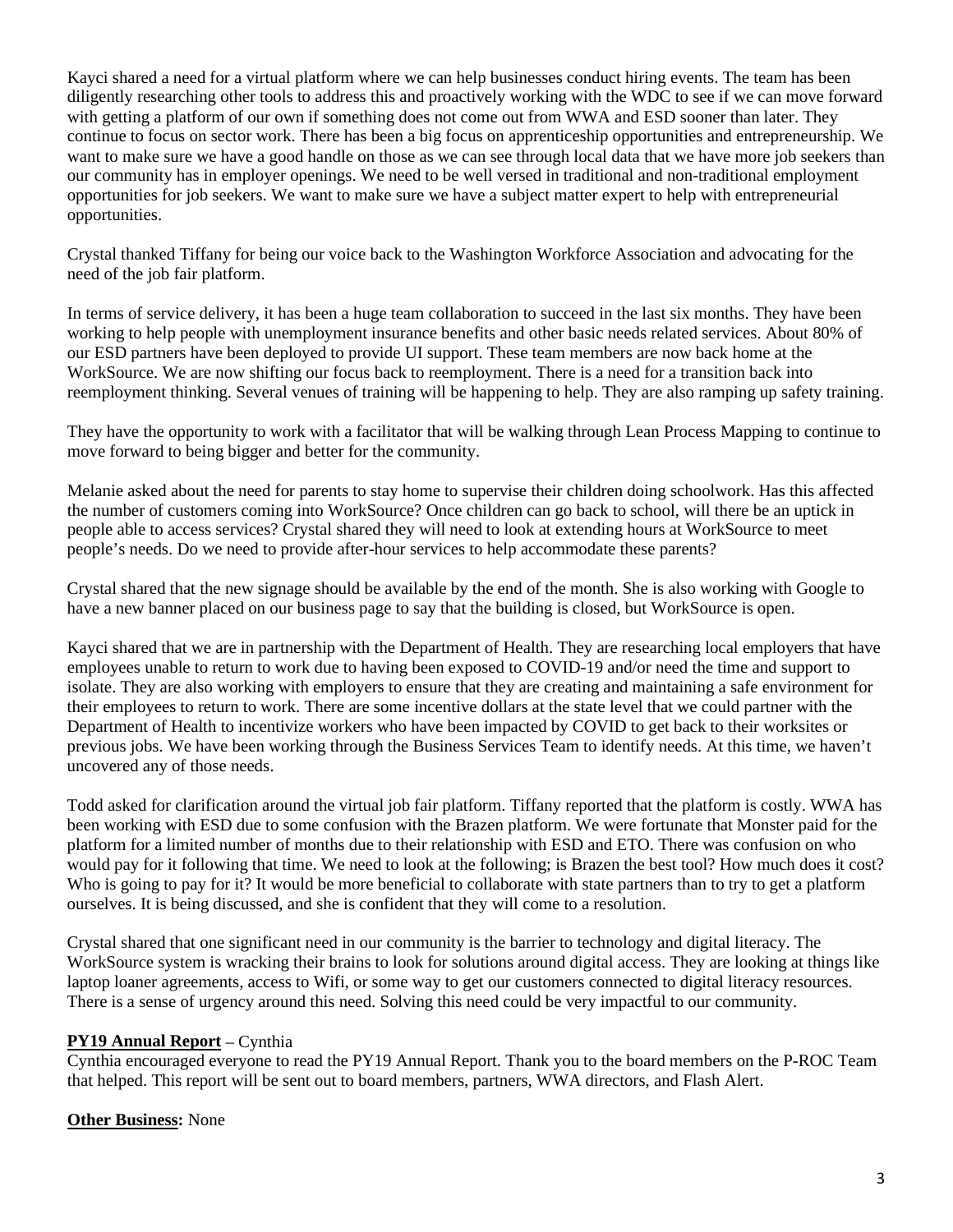Kayci shared a need for a virtual platform where we can help businesses conduct hiring events. The team has been diligently researching other tools to address this and proactively working with the WDC to see if we can move forward with getting a platform of our own if something does not come out from WWA and ESD sooner than later. They continue to focus on sector work. There has been a big focus on apprenticeship opportunities and entrepreneurship. We want to make sure we have a good handle on those as we can see through local data that we have more job seekers than our community has in employer openings. We need to be well versed in traditional and non-traditional employment opportunities for job seekers. We want to make sure we have a subject matter expert to help with entrepreneurial opportunities.

Crystal thanked Tiffany for being our voice back to the Washington Workforce Association and advocating for the need of the job fair platform.

In terms of service delivery, it has been a huge team collaboration to succeed in the last six months. They have been working to help people with unemployment insurance benefits and other basic needs related services. About 80% of our ESD partners have been deployed to provide UI support. These team members are now back home at the WorkSource. We are now shifting our focus back to reemployment. There is a need for a transition back into reemployment thinking. Several venues of training will be happening to help. They are also ramping up safety training.

They have the opportunity to work with a facilitator that will be walking through Lean Process Mapping to continue to move forward to being bigger and better for the community.

Melanie asked about the need for parents to stay home to supervise their children doing schoolwork. Has this affected the number of customers coming into WorkSource? Once children can go back to school, will there be an uptick in people able to access services? Crystal shared they will need to look at extending hours at WorkSource to meet people's needs. Do we need to provide after-hour services to help accommodate these parents?

Crystal shared that the new signage should be available by the end of the month. She is also working with Google to have a new banner placed on our business page to say that the building is closed, but WorkSource is open.

Kayci shared that we are in partnership with the Department of Health. They are researching local employers that have employees unable to return to work due to having been exposed to COVID-19 and/or need the time and support to isolate. They are also working with employers to ensure that they are creating and maintaining a safe environment for their employees to return to work. There are some incentive dollars at the state level that we could partner with the Department of Health to incentivize workers who have been impacted by COVID to get back to their worksites or previous jobs. We have been working through the Business Services Team to identify needs. At this time, we haven't uncovered any of those needs.

Todd asked for clarification around the virtual job fair platform. Tiffany reported that the platform is costly. WWA has been working with ESD due to some confusion with the Brazen platform. We were fortunate that Monster paid for the platform for a limited number of months due to their relationship with ESD and ETO. There was confusion on who would pay for it following that time. We need to look at the following; is Brazen the best tool? How much does it cost? Who is going to pay for it? It would be more beneficial to collaborate with state partners than to try to get a platform ourselves. It is being discussed, and she is confident that they will come to a resolution.

Crystal shared that one significant need in our community is the barrier to technology and digital literacy. The WorkSource system is wracking their brains to look for solutions around digital access. They are looking at things like laptop loaner agreements, access to Wifi, or some way to get our customers connected to digital literacy resources. There is a sense of urgency around this need. Solving this need could be very impactful to our community.

**PY19 Annual Report** – Cynthia

Cynthia encouraged everyone to read the PY19 Annual Report. Thank you to the board members on the P-ROC Team that helped. This report will be sent out to board members, partners, WWA directors, and Flash Alert.

**Other Business:** None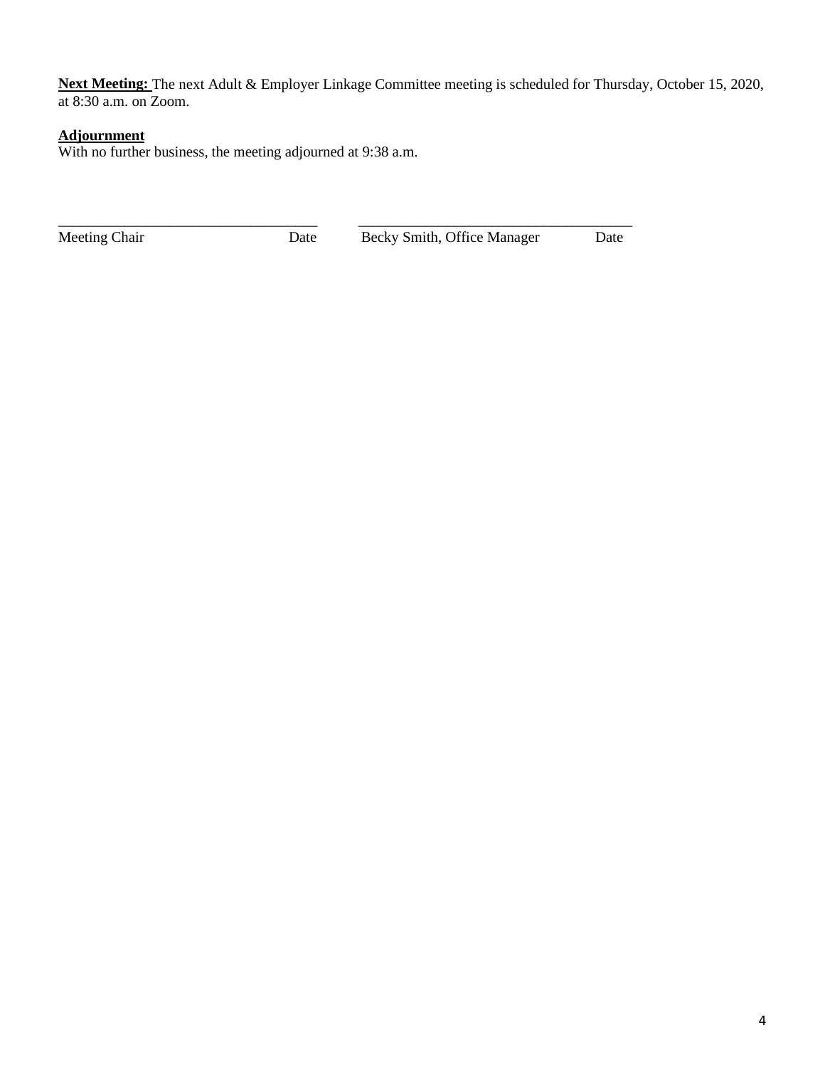**Next Meeting:** The next Adult & Employer Linkage Committee meeting is scheduled for Thursday, October 15, 2020, at 8:30 a.m. on Zoom.

**Adjournment**

With no further business, the meeting adjourned at 9:38 a.m.

\_\_\_\_\_\_\_\_\_\_\_\_\_\_\_\_\_\_\_\_\_\_\_\_\_\_\_\_\_\_\_\_\_\_\_\_ \_\_\_\_\_\_\_\_\_\_\_\_\_\_\_\_\_\_\_\_\_\_\_\_\_\_\_\_\_\_\_\_\_\_\_\_\_\_

Meeting Chair Date Becky Smith, Office Manager Date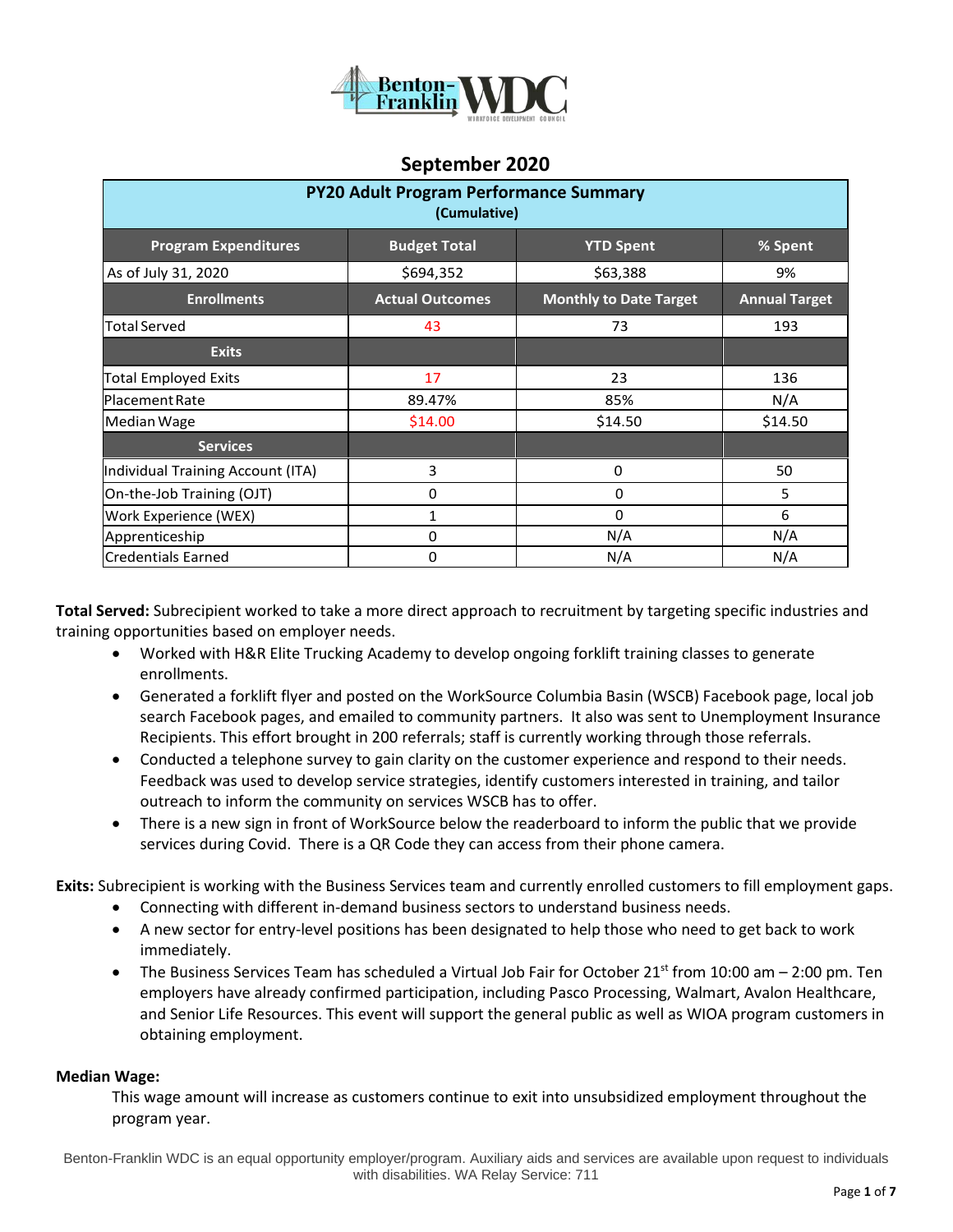# September 2020

| PY20 Adult Program Performance Summary (Cumulative) | | | |
|---|---|---|---|
| **Program Expenditures** | **Budget Total** | **YTD Spent** | **% Spent** |
| As of July 31, 2020 | $694,352 | $63,388 | 9% |
| **Enrollments** | **Actual Outcomes** | **Monthly to Date Target** | **Annual Target** |
| Total Served | 43 | 73 | 193 |
| **Exits** | | | |
| Total Employed Exits | 17 | 23 | 136 |
| Placement Rate | 89.47% | 85% | N/A |
| Median Wage | $14.00 | $14.50 | $14.50 |
| **Services** | | | |
| Individual Training Account (ITA) | 3 | 0 | 50 |
| On-the-Job Training (OJT) | 0 | 0 | 5 |
| Work Experience (WEX) | 1 | 0 | 6 |
| Apprenticeship | 0 | N/A | N/A |
| Credentials Earned | 0 | N/A | N/A |

**Total Served:** Subrecipient worked to take a more direct approach to recruitment by targeting specific industries and training opportunities based on employer needs.

- Worked with H&R Elite Trucking Academy to develop ongoing forklift training classes to generate enrollments.
- Generated a forklift flyer and posted on the WorkSource Columbia Basin (WSCB) Facebook page, local job search Facebook pages, and emailed to community partners. It also was sent to Unemployment Insurance Recipients. This effort brought in 200 referrals; staff is currently working through those referrals.
- Conducted a telephone survey to gain clarity on the customer experience and respond to their needs. Feedback was used to develop service strategies, identify customers interested in training, and tailor outreach to inform the community on services WSCB has to offer.
- There is a new sign in front of WorkSource below the readerboard to inform the public that we provide services during Covid. There is a QR Code they can access from their phone camera.

**Exits:** Subrecipient is working with the Business Services team and currently enrolled customers to fill employment gaps.

- Connecting with different in-demand business sectors to understand business needs.
- A new sector for entry-level positions has been designated to help those who need to get back to work immediately.
- The Business Services Team has scheduled a Virtual Job Fair for October 21st from 10:00 am – 2:00 pm. Ten employers have already confirmed participation, including Pasco Processing, Walmart, Avalon Healthcare, and Senior Life Resources. This event will support the general public as well as WIOA program customers in obtaining employment.

**Median Wage:**

This wage amount will increase as customers continue to exit into unsubsidized employment throughout the program year.

Benton-Franklin WDC is an equal opportunity employer/program. Auxiliary aids and services are available upon request to individuals with disabilities. WA Relay Service: 711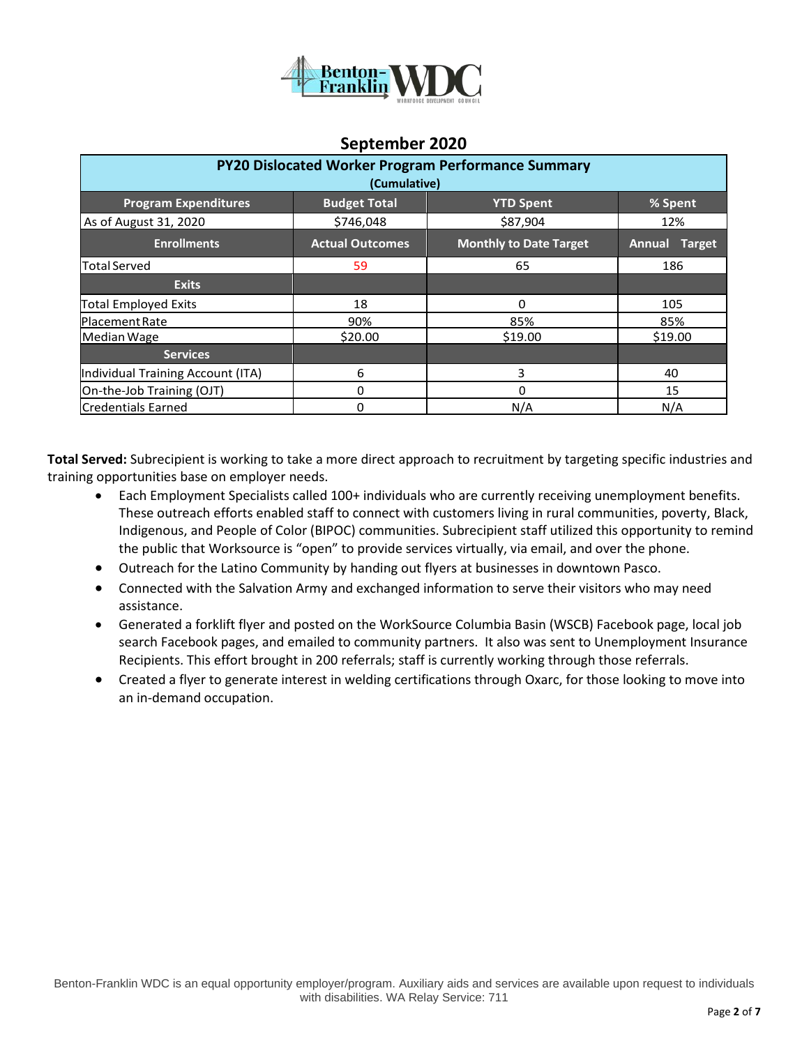## September 2020

| PY20 Dislocated Worker Program Performance Summary (Cumulative) | | | |
|---|---|---|---|
| **Program Expenditures** | **Budget Total** | **YTD Spent** | **% Spent** |
| As of August 31, 2020 | $746,048 | $87,904 | 12% |
| **Enrollments** | **Actual Outcomes** | **Monthly to Date Target** | **Annual Target** |
| Total Served | 59 | 65 | 186 |
| **Exits** | | | |
| Total Employed Exits | 18 | 0 | 105 |
| Placement Rate | 90% | 85% | 85% |
| Median Wage | $20.00 | $19.00 | $19.00 |
| **Services** | | | |
| Individual Training Account (ITA) | 6 | 3 | 40 |
| On-the-Job Training (OJT) | 0 | 0 | 15 |
| Credentials Earned | 0 | N/A | N/A |

**Total Served:** Subrecipient is working to take a more direct approach to recruitment by targeting specific industries and training opportunities base on employer needs.

- Each Employment Specialists called 100+ individuals who are currently receiving unemployment benefits. These outreach efforts enabled staff to connect with customers living in rural communities, poverty, Black, Indigenous, and People of Color (BIPOC) communities. Subrecipient staff utilized this opportunity to remind the public that Worksource is "open" to provide services virtually, via email, and over the phone.
- Outreach for the Latino Community by handing out flyers at businesses in downtown Pasco.
- Connected with the Salvation Army and exchanged information to serve their visitors who may need assistance.
- Generated a forklift flyer and posted on the WorkSource Columbia Basin (WSCB) Facebook page, local job search Facebook pages, and emailed to community partners. It also was sent to Unemployment Insurance Recipients. This effort brought in 200 referrals; staff is currently working through those referrals.
- Created a flyer to generate interest in welding certifications through Oxarc, for those looking to move into an in-demand occupation.

Benton-Franklin WDC is an equal opportunity employer/program. Auxiliary aids and services are available upon request to individuals with disabilities. WA Relay Service: 711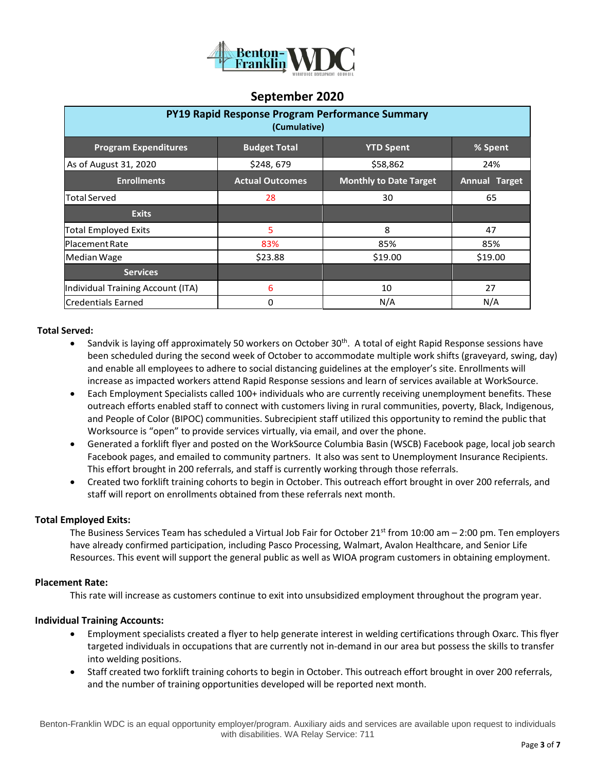## September 2020

| PY19 Rapid Response Program Performance Summary (Cumulative) | | | |
|---|---|---|---|
| **Program Expenditures** | **Budget Total** | **YTD Spent** | **% Spent** |
| As of August 31, 2020 | $248, 679 | $58,862 | 24% |
| **Enrollments** | **Actual Outcomes** | **Monthly to Date Target** | **Annual Target** |
| Total Served | 28 | 30 | 65 |
| **Exits** | | | |
| Total Employed Exits | 5 | 8 | 47 |
| Placement Rate | 83% | 85% | 85% |
| Median Wage | $23.88 | $19.00 | $19.00 |
| **Services** | | | |
| Individual Training Account (ITA) | 6 | 10 | 27 |
| Credentials Earned | 0 | N/A | N/A |

**Total Served:**

- Sandvik is laying off approximately 50 workers on October 30th. A total of eight Rapid Response sessions have been scheduled during the second week of October to accommodate multiple work shifts (graveyard, swing, day) and enable all employees to adhere to social distancing guidelines at the employer's site. Enrollments will increase as impacted workers attend Rapid Response sessions and learn of services available at WorkSource.
- Each Employment Specialists called 100+ individuals who are currently receiving unemployment benefits. These outreach efforts enabled staff to connect with customers living in rural communities, poverty, Black, Indigenous, and People of Color (BIPOC) communities. Subrecipient staff utilized this opportunity to remind the public that Worksource is "open" to provide services virtually, via email, and over the phone.
- Generated a forklift flyer and posted on the WorkSource Columbia Basin (WSCB) Facebook page, local job search Facebook pages, and emailed to community partners. It also was sent to Unemployment Insurance Recipients. This effort brought in 200 referrals, and staff is currently working through those referrals.
- Created two forklift training cohorts to begin in October. This outreach effort brought in over 200 referrals, and staff will report on enrollments obtained from these referrals next month.

**Total Employed Exits:**

The Business Services Team has scheduled a Virtual Job Fair for October 21st from 10:00 am – 2:00 pm. Ten employers have already confirmed participation, including Pasco Processing, Walmart, Avalon Healthcare, and Senior Life Resources. This event will support the general public as well as WIOA program customers in obtaining employment.

**Placement Rate:**

This rate will increase as customers continue to exit into unsubsidized employment throughout the program year.

**Individual Training Accounts:**

- Employment specialists created a flyer to help generate interest in welding certifications through Oxarc. This flyer targeted individuals in occupations that are currently not in-demand in our area but possess the skills to transfer into welding positions.
- Staff created two forklift training cohorts to begin in October. This outreach effort brought in over 200 referrals, and the number of training opportunities developed will be reported next month.

Benton-Franklin WDC is an equal opportunity employer/program. Auxiliary aids and services are available upon request to individuals with disabilities. WA Relay Service: 711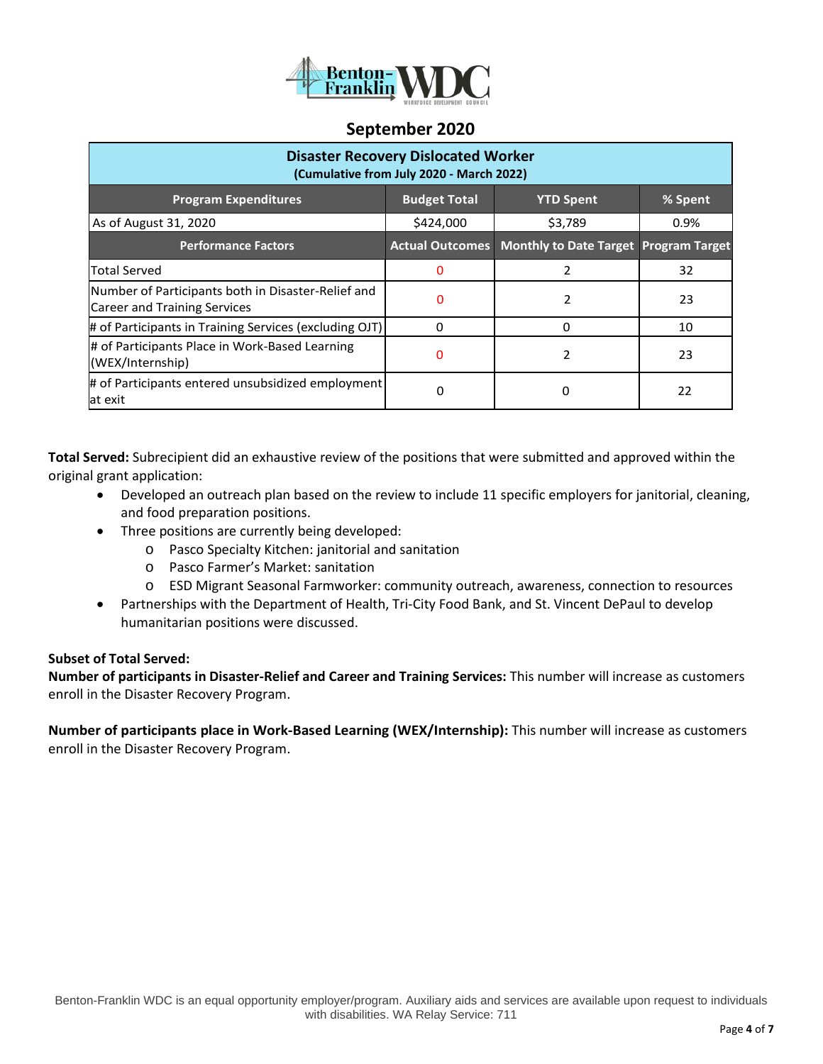## September 2020

| Disaster Recovery Dislocated Worker (Cumulative from July 2020 - March 2022) | | | |
|---|---|---|---|
| **Program Expenditures** | **Budget Total** | **YTD Spent** | **% Spent** |
| As of August 31, 2020 | $424,000 | $3,789 | 0.9% |
| **Performance Factors** | **Actual Outcomes** | **Monthly to Date Target** | **Program Target** |
| Total Served | 0 | 2 | 32 |
| Number of Participants both in Disaster-Relief and Career and Training Services | 0 | 2 | 23 |
| # of Participants in Training Services (excluding OJT) | 0 | 0 | 10 |
| # of Participants Place in Work-Based Learning (WEX/Internship) | 0 | 2 | 23 |
| # of Participants entered unsubsidized employment at exit | 0 | 0 | 22 |

**Total Served:** Subrecipient did an exhaustive review of the positions that were submitted and approved within the original grant application:

- Developed an outreach plan based on the review to include 11 specific employers for janitorial, cleaning, and food preparation positions.
- Three positions are currently being developed:
  - Pasco Specialty Kitchen: janitorial and sanitation
  - Pasco Farmer's Market: sanitation
  - ESD Migrant Seasonal Farmworker: community outreach, awareness, connection to resources
- Partnerships with the Department of Health, Tri-City Food Bank, and St. Vincent DePaul to develop humanitarian positions were discussed.

**Subset of Total Served:**

**Number of participants in Disaster-Relief and Career and Training Services:** This number will increase as customers enroll in the Disaster Recovery Program.

**Number of participants place in Work-Based Learning (WEX/Internship):** This number will increase as customers enroll in the Disaster Recovery Program.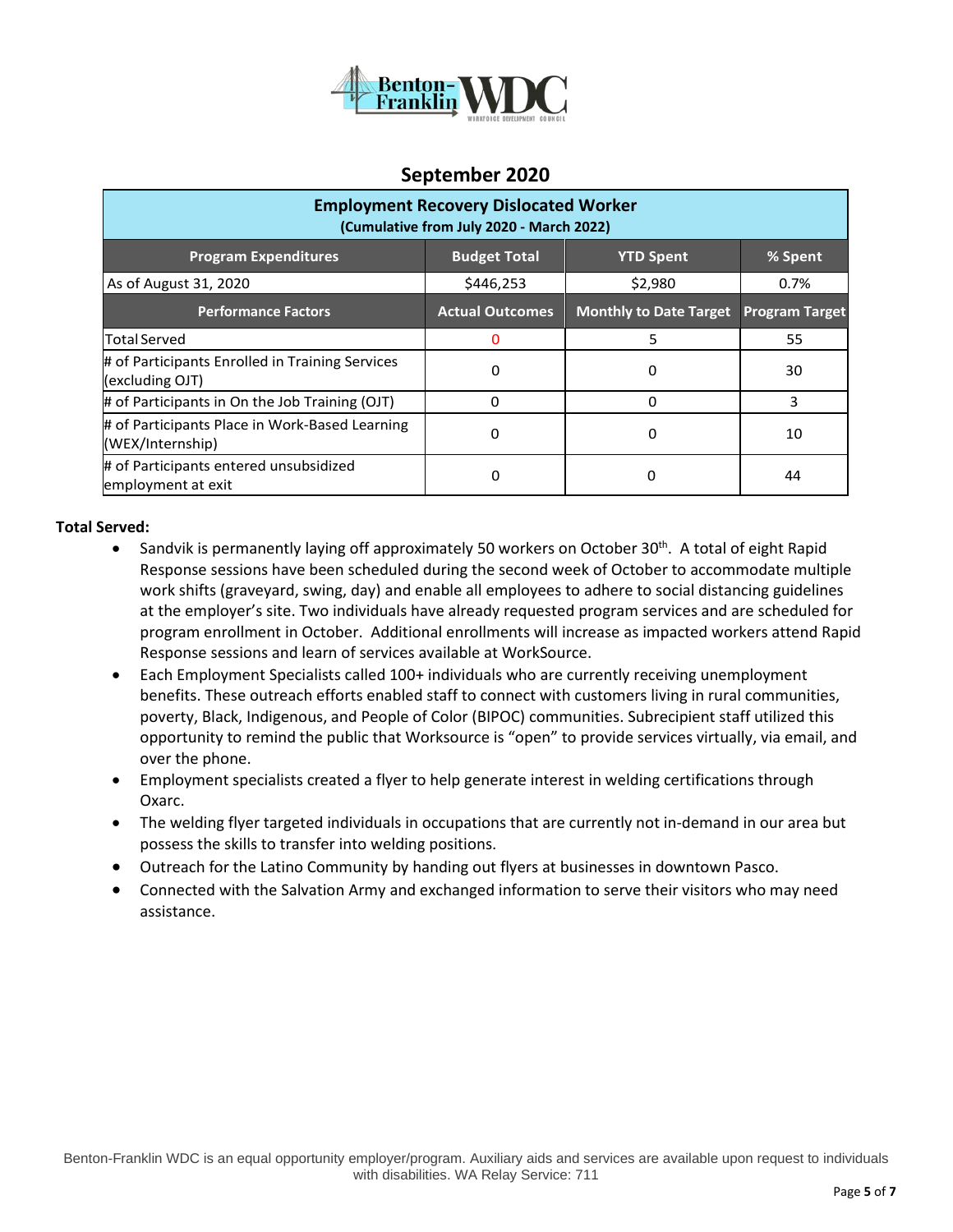## September 2020

| Employment Recovery Dislocated Worker (Cumulative from July 2020 - March 2022) | | | |
|---|---|---|---|
| **Program Expenditures** | **Budget Total** | **YTD Spent** | **% Spent** |
| As of August 31, 2020 | $446,253 | $2,980 | 0.7% |
| **Performance Factors** | **Actual Outcomes** | **Monthly to Date Target** | **Program Target** |
| Total Served | 0 | 5 | 55 |
| # of Participants Enrolled in Training Services (excluding OJT) | 0 | 0 | 30 |
| # of Participants in On the Job Training (OJT) | 0 | 0 | 3 |
| # of Participants Place in Work-Based Learning (WEX/Internship) | 0 | 0 | 10 |
| # of Participants entered unsubsidized employment at exit | 0 | 0 | 44 |

**Total Served:**

- Sandvik is permanently laying off approximately 50 workers on October 30th. A total of eight Rapid Response sessions have been scheduled during the second week of October to accommodate multiple work shifts (graveyard, swing, day) and enable all employees to adhere to social distancing guidelines at the employer's site. Two individuals have already requested program services and are scheduled for program enrollment in October. Additional enrollments will increase as impacted workers attend Rapid Response sessions and learn of services available at WorkSource.
- Each Employment Specialists called 100+ individuals who are currently receiving unemployment benefits. These outreach efforts enabled staff to connect with customers living in rural communities, poverty, Black, Indigenous, and People of Color (BIPOC) communities. Subrecipient staff utilized this opportunity to remind the public that Worksource is "open" to provide services virtually, via email, and over the phone.
- Employment specialists created a flyer to help generate interest in welding certifications through Oxarc.
- The welding flyer targeted individuals in occupations that are currently not in-demand in our area but possess the skills to transfer into welding positions.
- Outreach for the Latino Community by handing out flyers at businesses in downtown Pasco.
- Connected with the Salvation Army and exchanged information to serve their visitors who may need assistance.

Benton-Franklin WDC is an equal opportunity employer/program. Auxiliary aids and services are available upon request to individuals with disabilities. WA Relay Service: 711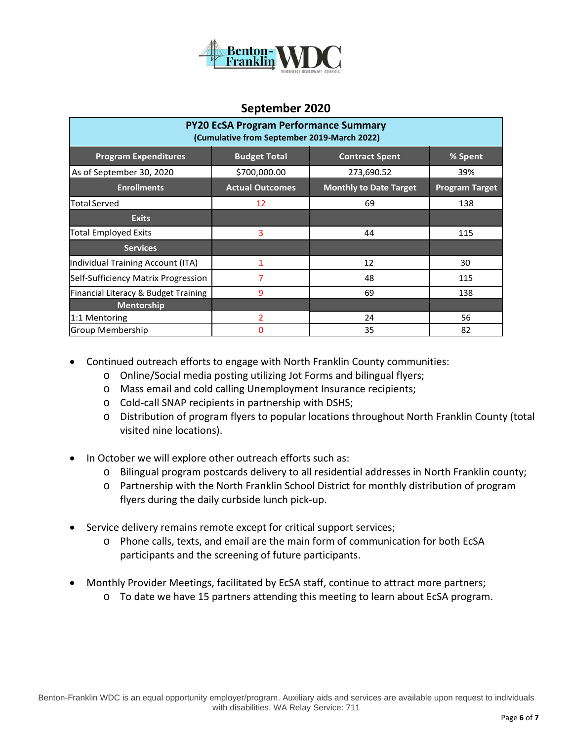## September 2020

| PY20 EcSA Program Performance Summary (Cumulative from September 2019-March 2022) | | | |
|---|---|---|---|
| **Program Expenditures** | **Budget Total** | **Contract Spent** | **% Spent** |
| As of September 30, 2020 | $700,000.00 | 273,690.52 | 39% |
| **Enrollments** | **Actual Outcomes** | **Monthly to Date Target** | **Program Target** |
| Total Served | 12 | 69 | 138 |
| **Exits** | | | |
| Total Employed Exits | 3 | 44 | 115 |
| **Services** | | | |
| Individual Training Account (ITA) | 1 | 12 | 30 |
| Self-Sufficiency Matrix Progression | 7 | 48 | 115 |
| Financial Literacy & Budget Training | 9 | 69 | 138 |
| **Mentorship** | | | |
| 1:1 Mentoring | 2 | 24 | 56 |
| Group Membership | 0 | 35 | 82 |

- Continued outreach efforts to engage with North Franklin County communities:
  - Online/Social media posting utilizing Jot Forms and bilingual flyers;
  - Mass email and cold calling Unemployment Insurance recipients;
  - Cold-call SNAP recipients in partnership with DSHS;
  - Distribution of program flyers to popular locations throughout North Franklin County (total visited nine locations).

- In October we will explore other outreach efforts such as:
  - Bilingual program postcards delivery to all residential addresses in North Franklin county;
  - Partnership with the North Franklin School District for monthly distribution of program flyers during the daily curbside lunch pick-up.

- Service delivery remains remote except for critical support services;
  - Phone calls, texts, and email are the main form of communication for both EcSA participants and the screening of future participants.

- Monthly Provider Meetings, facilitated by EcSA staff, continue to attract more partners;
  - To date we have 15 partners attending this meeting to learn about EcSA program.

Benton-Franklin WDC is an equal opportunity employer/program. Auxiliary aids and services are available upon request to individuals with disabilities. WA Relay Service: 711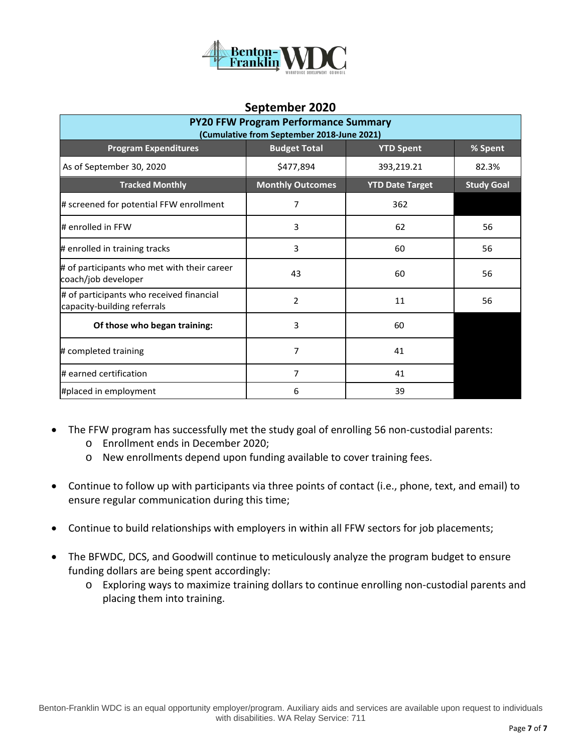## September 2020

| PY20 FFW Program Performance Summary (Cumulative from September 2018-June 2021) | | | |
|---|---|---|---|
| **Program Expenditures** | **Budget Total** | **YTD Spent** | **% Spent** |
| As of September 30, 2020 | $477,894 | 393,219.21 | 82.3% |
| **Tracked Monthly** | **Monthly Outcomes** | **YTD Date Target** | **Study Goal** |
| # screened for potential FFW enrollment | 7 | 362 | |
| # enrolled in FFW | 3 | 62 | 56 |
| # enrolled in training tracks | 3 | 60 | 56 |
| # of participants who met with their career coach/job developer | 43 | 60 | 56 |
| # of participants who received financial capacity-building referrals | 2 | 11 | 56 |
| **Of those who began training:** | 3 | 60 | |
| # completed training | 7 | 41 | |
| # earned certification | 7 | 41 | |
| #placed in employment | 6 | 39 | |

- The FFW program has successfully met the study goal of enrolling 56 non-custodial parents:
  - Enrollment ends in December 2020;
  - New enrollments depend upon funding available to cover training fees.
- Continue to follow up with participants via three points of contact (i.e., phone, text, and email) to ensure regular communication during this time;
- Continue to build relationships with employers in within all FFW sectors for job placements;
- The BFWDC, DCS, and Goodwill continue to meticulously analyze the program budget to ensure funding dollars are being spent accordingly:
  - Exploring ways to maximize training dollars to continue enrolling non-custodial parents and placing them into training.

Benton-Franklin WDC is an equal opportunity employer/program. Auxiliary aids and services are available upon request to individuals with disabilities. WA Relay Service: 711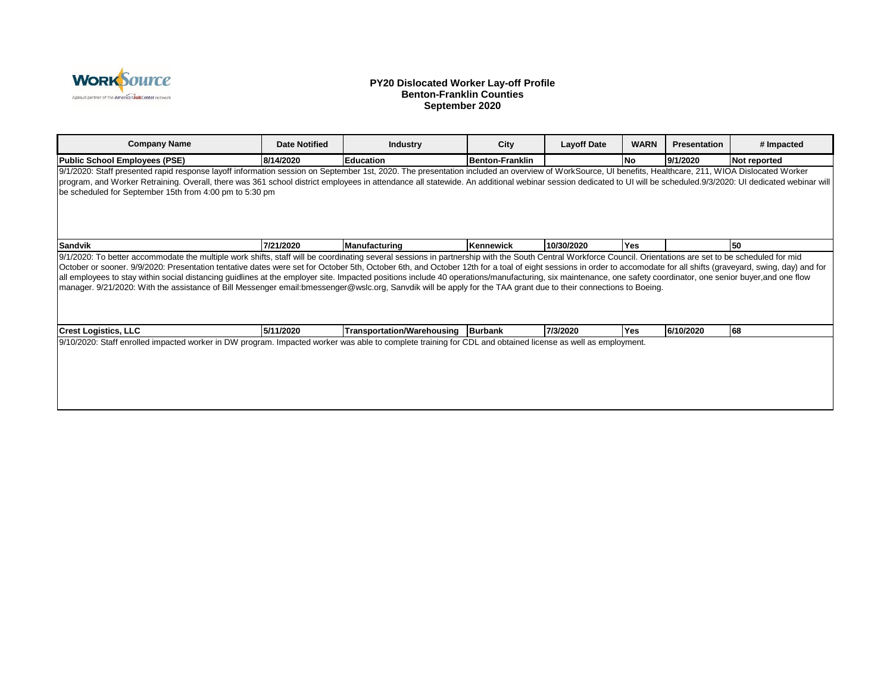## PY20 Dislocated Worker Lay-off Profile
## Benton-Franklin Counties
## September 2020

| Company Name | Date Notified | Industry | City | Layoff Date | WARN | Presentation | # Impacted |
|---|---|---|---|---|---|---|---|
| **Public School Employees (PSE)** | **8/14/2020** | **Education** | **Benton-Franklin** | | **No** | **9/1/2020** | **Not reported** |
| 9/1/2020: Staff presented rapid response layoff information session on September 1st, 2020. The presentation included an overview of WorkSource, UI benefits, Healthcare, 211, WIOA Dislocated Worker program, and Worker Retraining. Overall, there was 361 school district employees in attendance all statewide. An additional webinar session dedicated to UI will be scheduled.9/3/2020: UI dedicated webinar will be scheduled for September 15th from 4:00 pm to 5:30 pm | | | | | | | |
| **Sandvik** | **7/21/2020** | **Manufacturing** | **Kennewick** | **10/30/2020** | **Yes** | | **50** |
| 9/1/2020: To better accommodate the multiple work shifts, staff will be coordinating several sessions in partnership with the South Central Workforce Council. Orientations are set to be scheduled for mid October or sooner. 9/9/2020: Presentation tentative dates were set for October 5th, October 6th, and October 12th for a toal of eight sessions in order to accomodate for all shifts (graveyard, swing, day) and for all employees to stay within social distancing guidlines at the employer site. Impacted positions include 40 operations/manufacturing, six maintenance, one safety coordinator, one senior buyer,and one flow manager. 9/21/2020: With the assistance of Bill Messenger email:bmessenger@wslc.org, Sanvdik will be apply for the TAA grant due to their connections to Boeing. | | | | | | | |
| **Crest Logistics, LLC** | **5/11/2020** | **Transportation/Warehousing** | **Burbank** | **7/3/2020** | **Yes** | **6/10/2020** | **68** |
| 9/10/2020: Staff enrolled impacted worker in DW program. Impacted worker was able to complete training for CDL and obtained license as well as employment. | | | | | | | |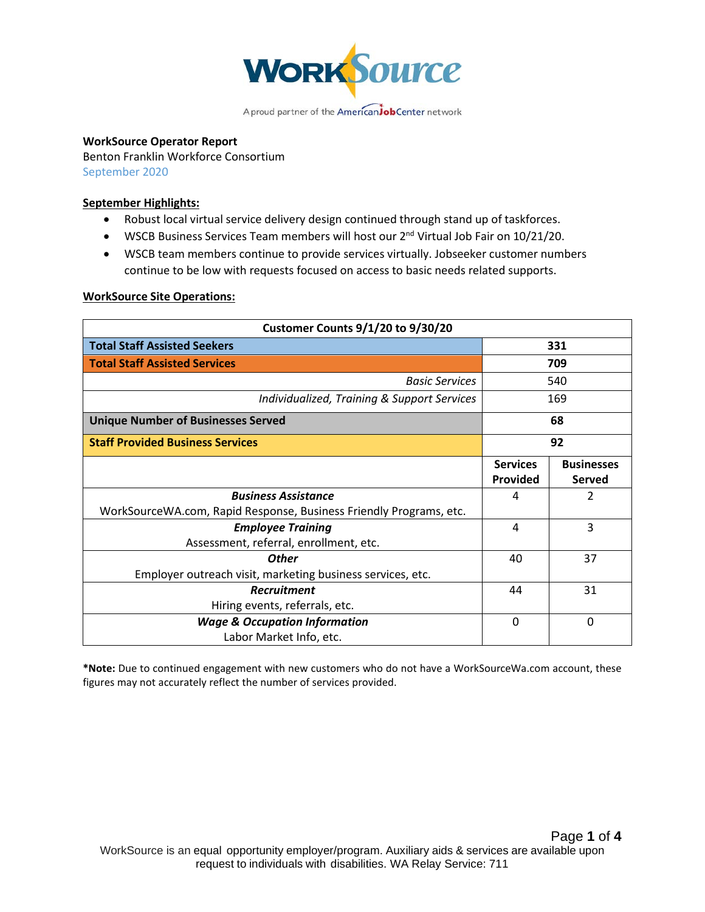**WorkSource Operator Report**
Benton Franklin Workforce Consortium
September 2020

**September Highlights:**

- Robust local virtual service delivery design continued through stand up of taskforces.
- WSCB Business Services Team members will host our 2nd Virtual Job Fair on 10/21/20.
- WSCB team members continue to provide services virtually. Jobseeker customer numbers continue to be low with requests focused on access to basic needs related supports.

**WorkSource Site Operations:**

| Customer Counts 9/1/20 to 9/30/20 | | |
|---|---|---|
| **Total Staff Assisted Seekers** | **331** | |
| **Total Staff Assisted Services** | **709** | |
| *Basic Services* | 540 | |
| *Individualized, Training & Support Services* | 169 | |
| **Unique Number of Businesses Served** | **68** | |
| **Staff Provided Business Services** | **92** | |
| | **Services Provided** | **Businesses Served** |
| ***Business Assistance*** WorkSourceWA.com, Rapid Response, Business Friendly Programs, etc. | 4 | 2 |
| ***Employee Training*** Assessment, referral, enrollment, etc. | 4 | 3 |
| ***Other*** Employer outreach visit, marketing business services, etc. | 40 | 37 |
| ***Recruitment*** Hiring events, referrals, etc. | 44 | 31 |
| ***Wage & Occupation Information*** Labor Market Info, etc. | 0 | 0 |

***Note:** Due to continued engagement with new customers who do not have a WorkSourceWa.com account, these figures may not accurately reflect the number of services provided.

WorkSource is an equal opportunity employer/program. Auxiliary aids & services are available upon request to individuals with disabilities. WA Relay Service: 711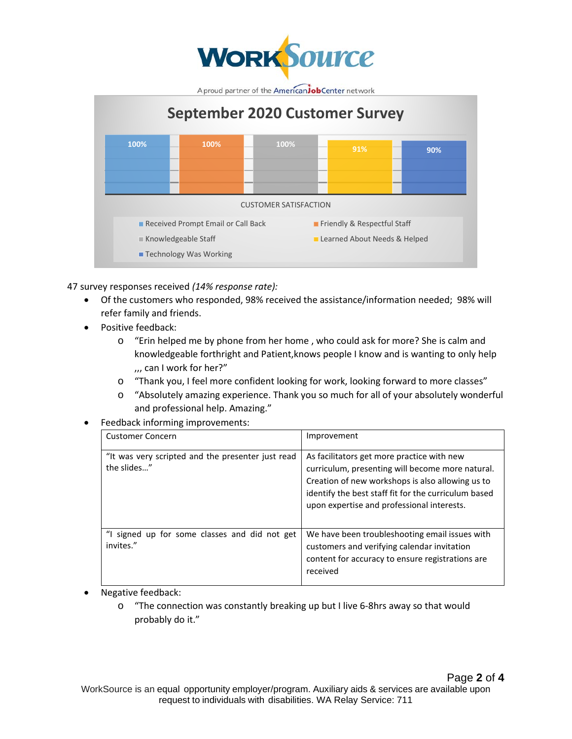# WorkSource

A proud partner of the AmericanJobCenter network

## September 2020 Customer Survey

| Received Prompt Email or Call Back | Friendly & Respectful Staff | Knowledgeable Staff | Learned About Needs & Helped | Technology Was Working |
|---|---|---|---|---|
| 100% | 100% | 100% | 91% | 90% |

CUSTOMER SATISFACTION

47 survey responses received *(14% response rate):*

- Of the customers who responded, 98% received the assistance/information needed; 98% will refer family and friends.
- Positive feedback:
  - "Erin helped me by phone from her home , who could ask for more? She is calm and knowledgeable forthright and Patient,knows people I know and is wanting to only help ,,, can I work for her?"
  - "Thank you, I feel more confident looking for work, looking forward to more classes"
  - "Absolutely amazing experience. Thank you so much for all of your absolutely wonderful and professional help. Amazing."
- Feedback informing improvements:

| Customer Concern | Improvement |
|---|---|
| "It was very scripted and the presenter just read the slides…" | As facilitators get more practice with new curriculum, presenting will become more natural. Creation of new workshops is also allowing us to identify the best staff fit for the curriculum based upon expertise and professional interests. |
| "I signed up for some classes and did not get invites." | We have been troubleshooting email issues with customers and verifying calendar invitation content for accuracy to ensure registrations are received |

- Negative feedback:
  - "The connection was constantly breaking up but I live 6-8hrs away so that would probably do it."

WorkSource is an equal opportunity employer/program. Auxiliary aids & services are available upon request to individuals with disabilities. WA Relay Service: 711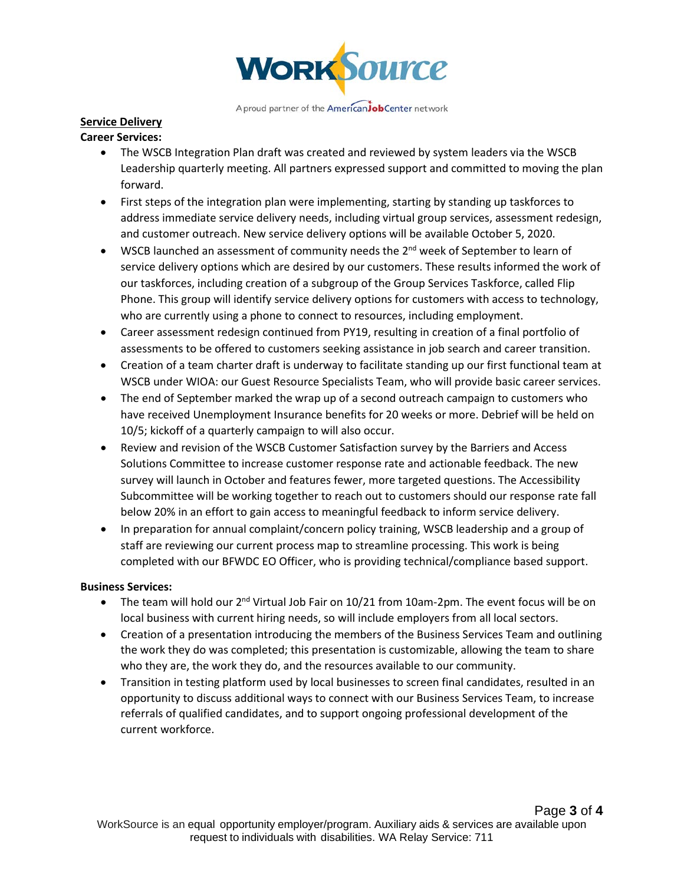**Service Delivery**

**Career Services:**

- The WSCB Integration Plan draft was created and reviewed by system leaders via the WSCB Leadership quarterly meeting. All partners expressed support and committed to moving the plan forward.
- First steps of the integration plan were implementing, starting by standing up taskforces to address immediate service delivery needs, including virtual group services, assessment redesign, and customer outreach. New service delivery options will be available October 5, 2020.
- WSCB launched an assessment of community needs the 2nd week of September to learn of service delivery options which are desired by our customers. These results informed the work of our taskforces, including creation of a subgroup of the Group Services Taskforce, called Flip Phone. This group will identify service delivery options for customers with access to technology, who are currently using a phone to connect to resources, including employment.
- Career assessment redesign continued from PY19, resulting in creation of a final portfolio of assessments to be offered to customers seeking assistance in job search and career transition.
- Creation of a team charter draft is underway to facilitate standing up our first functional team at WSCB under WIOA: our Guest Resource Specialists Team, who will provide basic career services.
- The end of September marked the wrap up of a second outreach campaign to customers who have received Unemployment Insurance benefits for 20 weeks or more. Debrief will be held on 10/5; kickoff of a quarterly campaign to will also occur.
- Review and revision of the WSCB Customer Satisfaction survey by the Barriers and Access Solutions Committee to increase customer response rate and actionable feedback. The new survey will launch in October and features fewer, more targeted questions. The Accessibility Subcommittee will be working together to reach out to customers should our response rate fall below 20% in an effort to gain access to meaningful feedback to inform service delivery.
- In preparation for annual complaint/concern policy training, WSCB leadership and a group of staff are reviewing our current process map to streamline processing. This work is being completed with our BFWDC EO Officer, who is providing technical/compliance based support.

**Business Services:**

- The team will hold our 2nd Virtual Job Fair on 10/21 from 10am-2pm. The event focus will be on local business with current hiring needs, so will include employers from all local sectors.
- Creation of a presentation introducing the members of the Business Services Team and outlining the work they do was completed; this presentation is customizable, allowing the team to share who they are, the work they do, and the resources available to our community.
- Transition in testing platform used by local businesses to screen final candidates, resulted in an opportunity to discuss additional ways to connect with our Business Services Team, to increase referrals of qualified candidates, and to support ongoing professional development of the current workforce.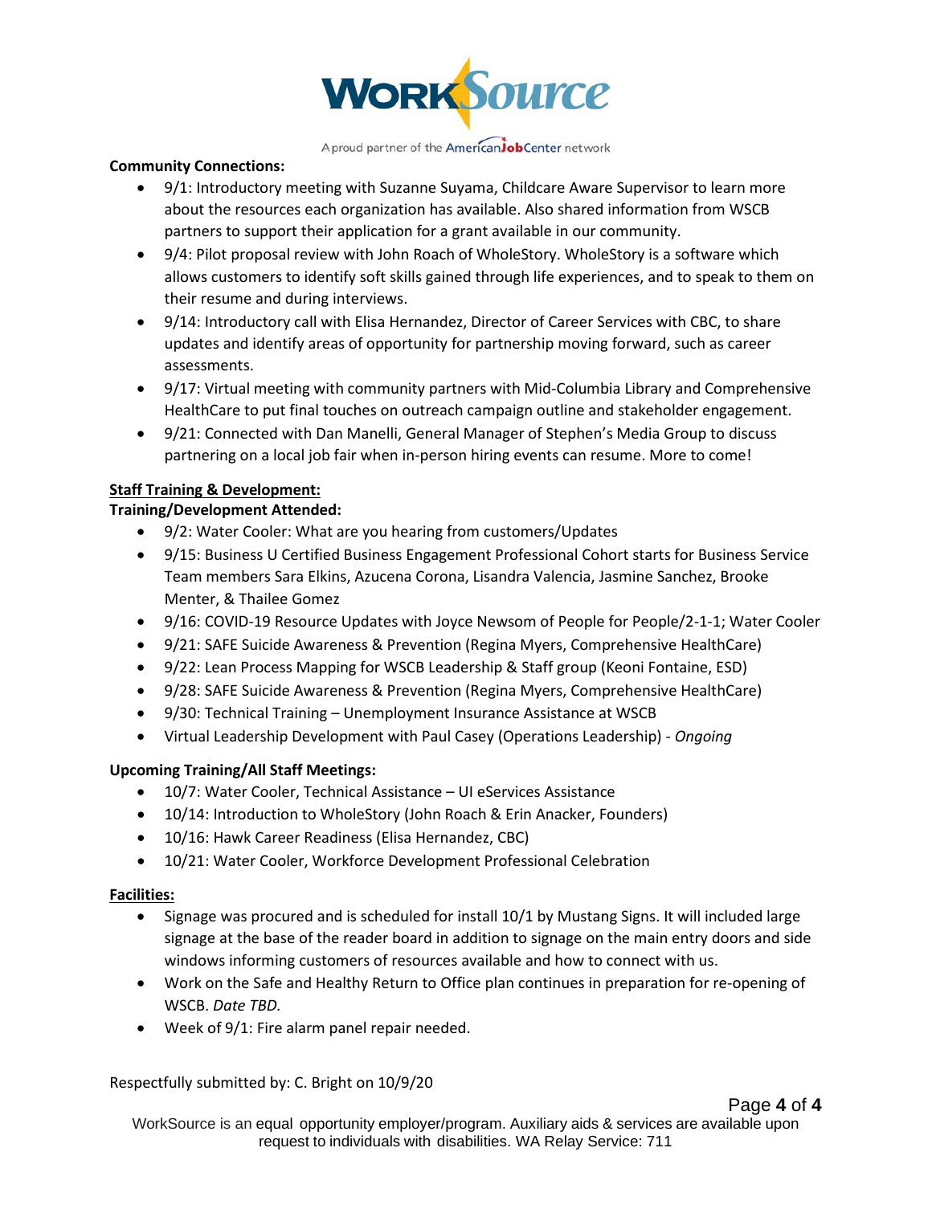**Community Connections:**

- 9/1: Introductory meeting with Suzanne Suyama, Childcare Aware Supervisor to learn more about the resources each organization has available. Also shared information from WSCB partners to support their application for a grant available in our community.
- 9/4: Pilot proposal review with John Roach of WholeStory. WholeStory is a software which allows customers to identify soft skills gained through life experiences, and to speak to them on their resume and during interviews.
- 9/14: Introductory call with Elisa Hernandez, Director of Career Services with CBC, to share updates and identify areas of opportunity for partnership moving forward, such as career assessments.
- 9/17: Virtual meeting with community partners with Mid-Columbia Library and Comprehensive HealthCare to put final touches on outreach campaign outline and stakeholder engagement.
- 9/21: Connected with Dan Manelli, General Manager of Stephen's Media Group to discuss partnering on a local job fair when in-person hiring events can resume. More to come!

**Staff Training & Development:**

**Training/Development Attended:**

- 9/2: Water Cooler: What are you hearing from customers/Updates
- 9/15: Business U Certified Business Engagement Professional Cohort starts for Business Service Team members Sara Elkins, Azucena Corona, Lisandra Valencia, Jasmine Sanchez, Brooke Menter, & Thailee Gomez
- 9/16: COVID-19 Resource Updates with Joyce Newsom of People for People/2-1-1; Water Cooler
- 9/21: SAFE Suicide Awareness & Prevention (Regina Myers, Comprehensive HealthCare)
- 9/22: Lean Process Mapping for WSCB Leadership & Staff group (Keoni Fontaine, ESD)
- 9/28: SAFE Suicide Awareness & Prevention (Regina Myers, Comprehensive HealthCare)
- 9/30: Technical Training – Unemployment Insurance Assistance at WSCB
- Virtual Leadership Development with Paul Casey (Operations Leadership) - *Ongoing*

**Upcoming Training/All Staff Meetings:**

- 10/7: Water Cooler, Technical Assistance – UI eServices Assistance
- 10/14: Introduction to WholeStory (John Roach & Erin Anacker, Founders)
- 10/16: Hawk Career Readiness (Elisa Hernandez, CBC)
- 10/21: Water Cooler, Workforce Development Professional Celebration

**Facilities:**

- Signage was procured and is scheduled for install 10/1 by Mustang Signs. It will included large signage at the base of the reader board in addition to signage on the main entry doors and side windows informing customers of resources available and how to connect with us.
- Work on the Safe and Healthy Return to Office plan continues in preparation for re-opening of WSCB. *Date TBD.*
- Week of 9/1: Fire alarm panel repair needed.

Respectfully submitted by: C. Bright on 10/9/20

WorkSource is an equal opportunity employer/program. Auxiliary aids & services are available upon request to individuals with disabilities. WA Relay Service: 711